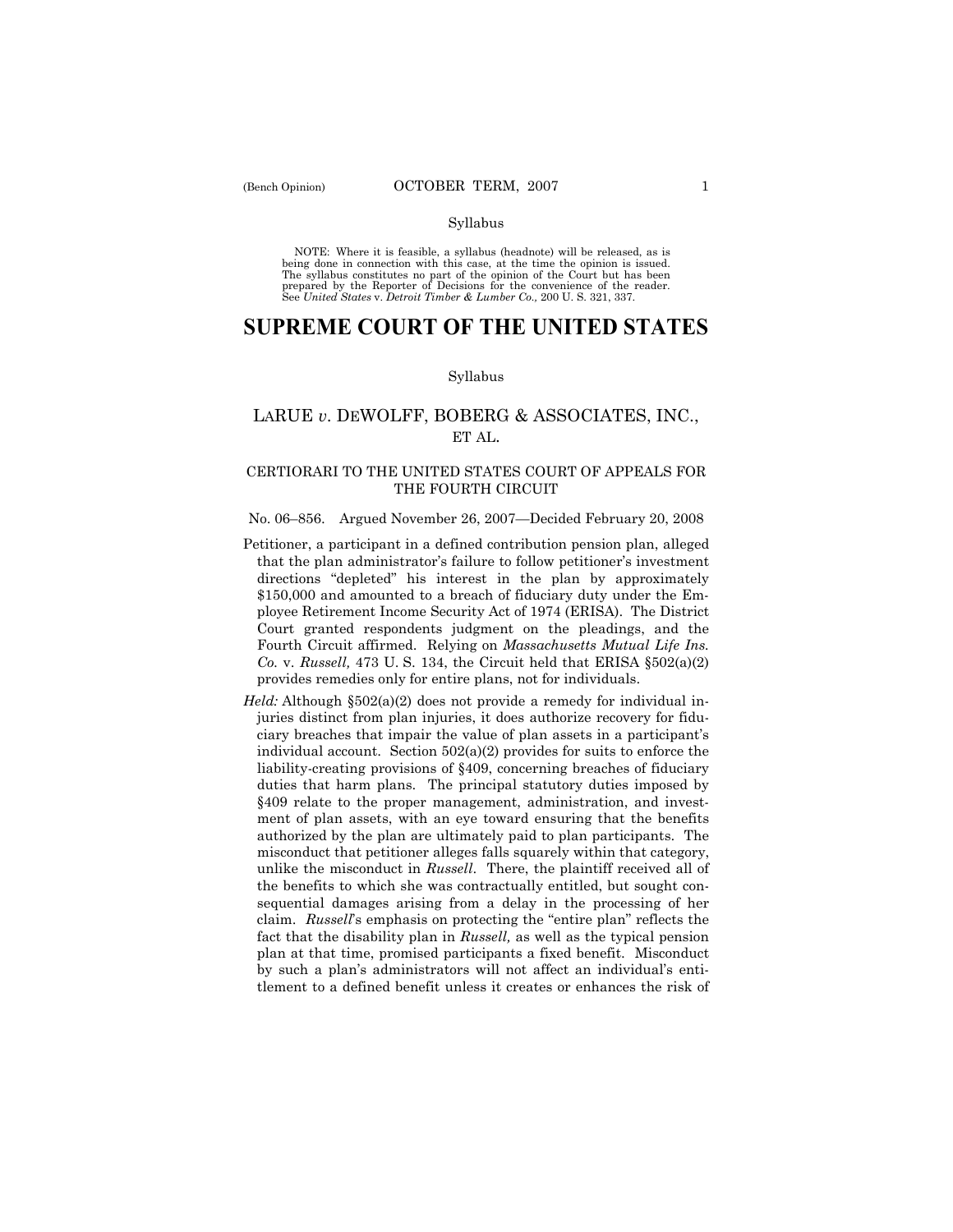Syllabus

NOTE: Where it is feasible, a syllabus (headnote) will be released, as is being done in connection with this case, at the time the opinion is issued. The syllabus constitutes no part of the opinion of the Court but has been prepared by the Reporter of Decisions for the convenience of the reader. See *United States* v. *Detroit Timber & Lumber Co.,* 200 U. S. 321, 337.

# SUPREME COURT OF THE UNITED STATES

Syllabus

## LARUE *v.* DEWOLFF, BOBERG & ASSOCIATES, INC., ET AL.

### CERTIORARI TO THE UNITED STATES COURT OF APPEALS FOR THE FOURTH CIRCUIT

No. 06–856. Argued November 26, 2007—Decided February 20, 2008

Petitioner, a participant in a defined contribution pension plan, alleged that the plan administrator's failure to follow petitioner's investment directions "depleted" his interest in the plan by approximately $150,000 and amounted to a breach of fiduciary duty under the Employee Retirement Income Security Act of 1974 (ERISA). The District Court granted respondents judgment on the pleadings, and the Fourth Circuit affirmed. Relying on *Massachusetts Mutual Life Ins. Co.* v. *Russell,* 473 U. S. 134, the Circuit held that ERISA §502(a)(2) provides remedies only for entire plans, not for individuals.

*Held:* Although §502(a)(2) does not provide a remedy for individual injuries distinct from plan injuries, it does authorize recovery for fiduciary breaches that impair the value of plan assets in a participant's individual account. Section 502(a)(2) provides for suits to enforce the liability-creating provisions of §409, concerning breaches of fiduciary duties that harm plans. The principal statutory duties imposed by §409 relate to the proper management, administration, and investment of plan assets, with an eye toward ensuring that the benefits authorized by the plan are ultimately paid to plan participants. The misconduct that petitioner alleges falls squarely within that category, unlike the misconduct in *Russell*. There, the plaintiff received all of the benefits to which she was contractually entitled, but sought consequential damages arising from a delay in the processing of her claim. *Russell*'s emphasis on protecting the "entire plan" reflects the fact that the disability plan in *Russell,* as well as the typical pension plan at that time, promised participants a fixed benefit. Misconduct by such a plan's administrators will not affect an individual's entitlement to a defined benefit unless it creates or enhances the risk of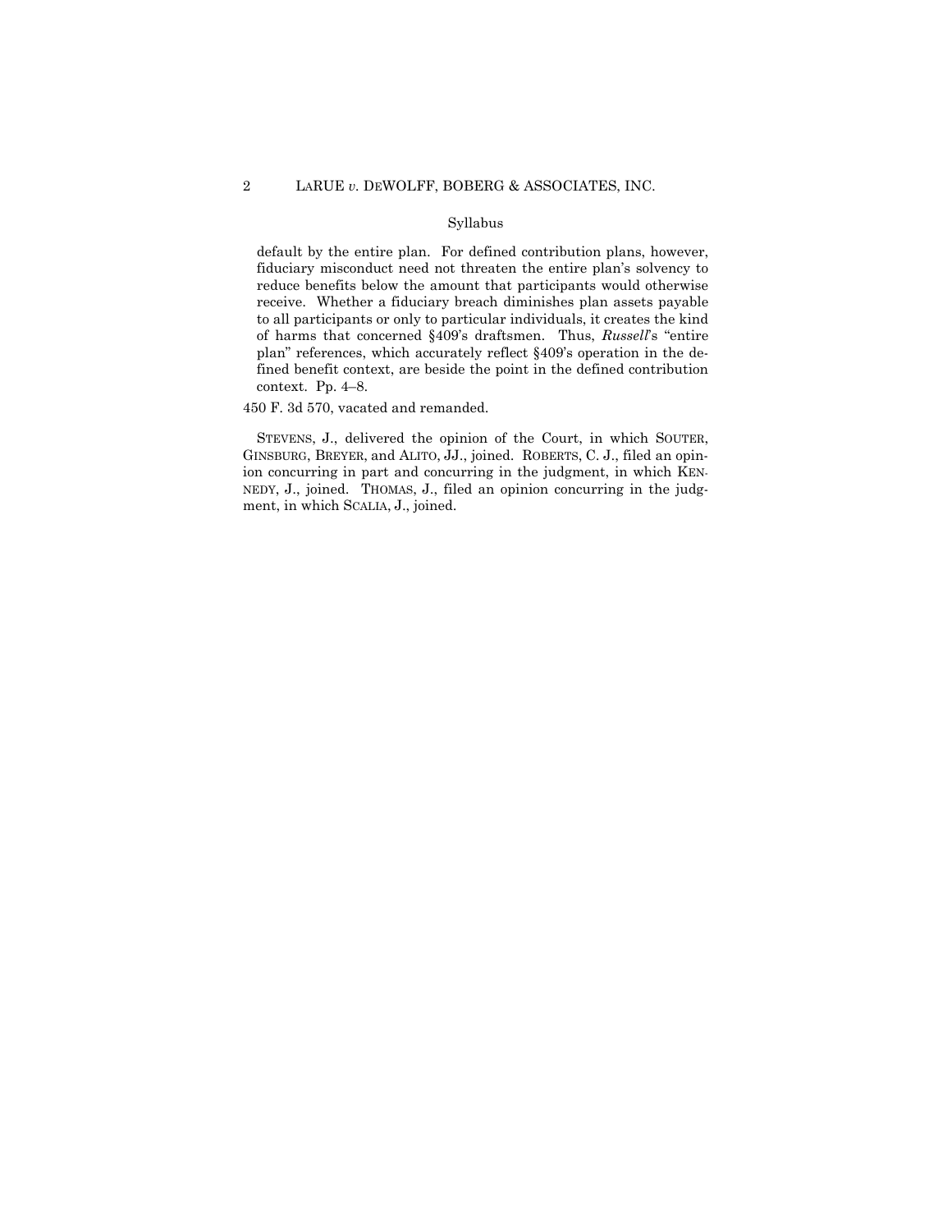Syllabus

default by the entire plan. For defined contribution plans, however, fiduciary misconduct need not threaten the entire plan's solvency to reduce benefits below the amount that participants would otherwise receive. Whether a fiduciary breach diminishes plan assets payable to all participants or only to particular individuals, it creates the kind of harms that concerned §409's draftsmen. Thus, *Russell*'s "entire plan" references, which accurately reflect §409's operation in the defined benefit context, are beside the point in the defined contribution context. Pp. 4–8.

450 F. 3d 570, vacated and remanded.

STEVENS, J., delivered the opinion of the Court, in which SOUTER, GINSBURG, BREYER, and ALITO, JJ., joined. ROBERTS, C. J., filed an opinion concurring in part and concurring in the judgment, in which KENNEDY, J., joined. THOMAS, J., filed an opinion concurring in the judgment, in which SCALIA, J., joined.